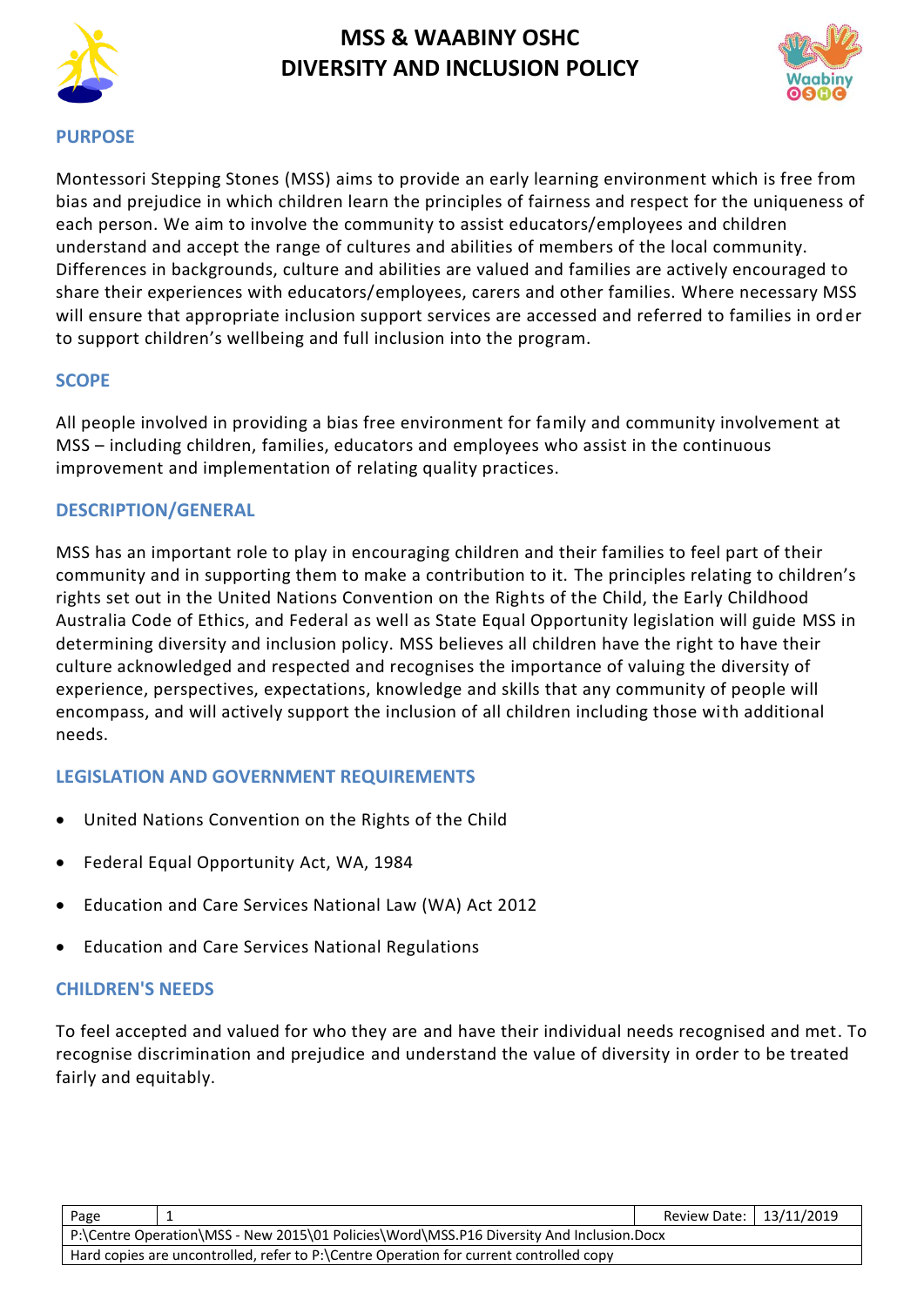# MSS & WAABINY OSHC
# DIVERSITY AND INCLUSION POLICY

## PURPOSE

Montessori Stepping Stones (MSS) aims to provide an early learning environment which is free from bias and prejudice in which children learn the principles of fairness and respect for the uniqueness of each person. We aim to involve the community to assist educators/employees and children understand and accept the range of cultures and abilities of members of the local community. Differences in backgrounds, culture and abilities are valued and families are actively encouraged to share their experiences with educators/employees, carers and other families. Where necessary MSS will ensure that appropriate inclusion support services are accessed and referred to families in order to support children's wellbeing and full inclusion into the program.

## SCOPE

All people involved in providing a bias free environment for family and community involvement at MSS – including children, families, educators and employees who assist in the continuous improvement and implementation of relating quality practices.

## DESCRIPTION/GENERAL

MSS has an important role to play in encouraging children and their families to feel part of their community and in supporting them to make a contribution to it. The principles relating to children's rights set out in the United Nations Convention on the Rights of the Child, the Early Childhood Australia Code of Ethics, and Federal as well as State Equal Opportunity legislation will guide MSS in determining diversity and inclusion policy. MSS believes all children have the right to have their culture acknowledged and respected and recognises the importance of valuing the diversity of experience, perspectives, expectations, knowledge and skills that any community of people will encompass, and will actively support the inclusion of all children including those with additional needs.

## LEGISLATION AND GOVERNMENT REQUIREMENTS

- United Nations Convention on the Rights of the Child
- Federal Equal Opportunity Act, WA, 1984
- Education and Care Services National Law (WA) Act 2012
- Education and Care Services National Regulations

## CHILDREN'S NEEDS

To feel accepted and valued for who they are and have their individual needs recognised and met. To recognise discrimination and prejudice and understand the value of diversity in order to be treated fairly and equitably.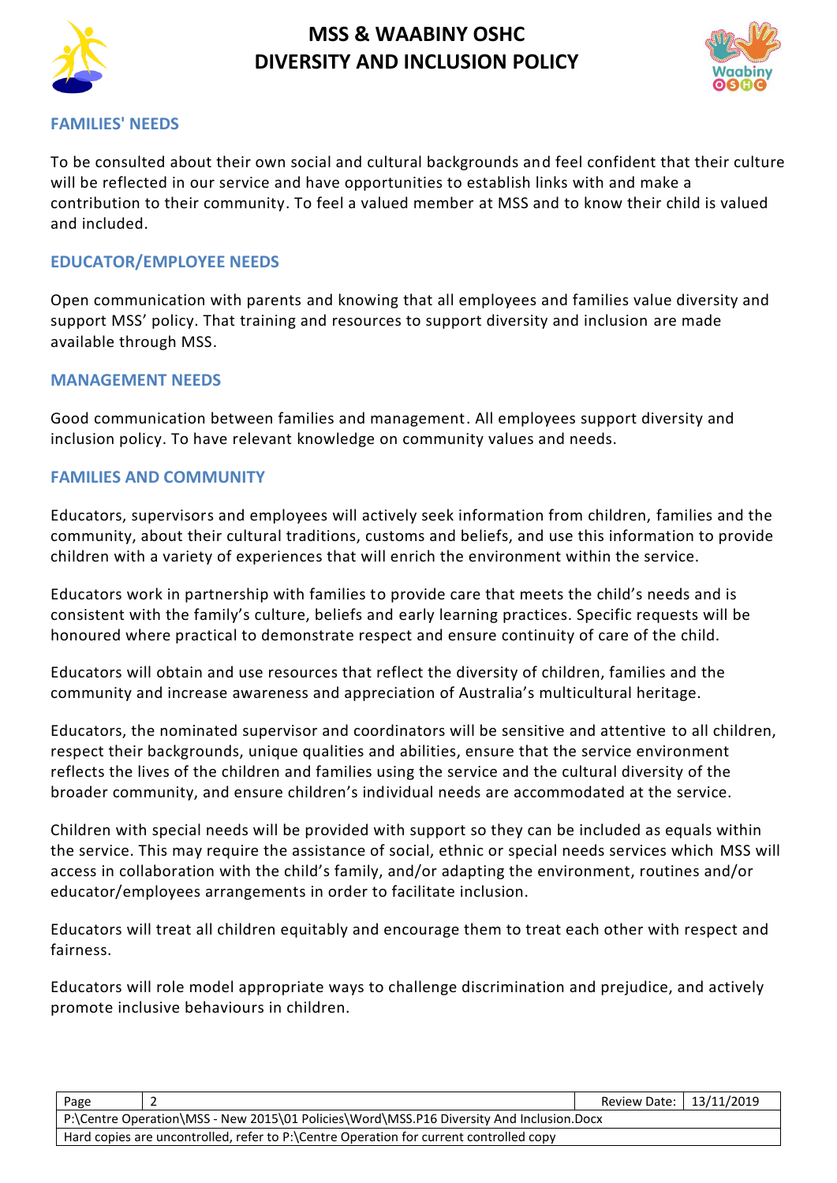## FAMILIES' NEEDS

To be consulted about their own social and cultural backgrounds and feel confident that their culture will be reflected in our service and have opportunities to establish links with and make a contribution to their community. To feel a valued member at MSS and to know their child is valued and included.

## EDUCATOR/EMPLOYEE NEEDS

Open communication with parents and knowing that all employees and families value diversity and support MSS' policy. That training and resources to support diversity and inclusion are made available through MSS.

## MANAGEMENT NEEDS

Good communication between families and management. All employees support diversity and inclusion policy. To have relevant knowledge on community values and needs.

## FAMILIES AND COMMUNITY

Educators, supervisors and employees will actively seek information from children, families and the community, about their cultural traditions, customs and beliefs, and use this information to provide children with a variety of experiences that will enrich the environment within the service.

Educators work in partnership with families to provide care that meets the child's needs and is consistent with the family's culture, beliefs and early learning practices. Specific requests will be honoured where practical to demonstrate respect and ensure continuity of care of the child.

Educators will obtain and use resources that reflect the diversity of children, families and the community and increase awareness and appreciation of Australia's multicultural heritage.

Educators, the nominated supervisor and coordinators will be sensitive and attentive to all children, respect their backgrounds, unique qualities and abilities, ensure that the service environment reflects the lives of the children and families using the service and the cultural diversity of the broader community, and ensure children's individual needs are accommodated at the service.

Children with special needs will be provided with support so they can be included as equals within the service. This may require the assistance of social, ethnic or special needs services which MSS will access in collaboration with the child's family, and/or adapting the environment, routines and/or educator/employees arrangements in order to facilitate inclusion.

Educators will treat all children equitably and encourage them to treat each other with respect and fairness.

Educators will role model appropriate ways to challenge discrimination and prejudice, and actively promote inclusive behaviours in children.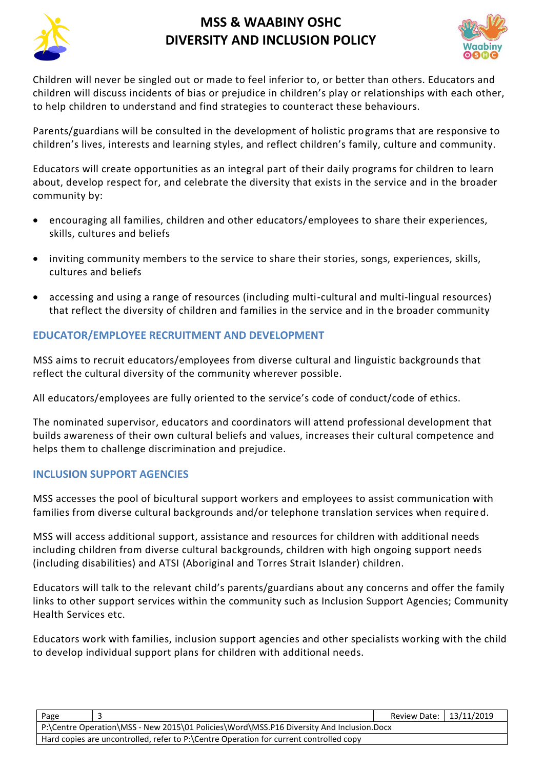Children will never be singled out or made to feel inferior to, or better than others. Educators and children will discuss incidents of bias or prejudice in children's play or relationships with each other, to help children to understand and find strategies to counteract these behaviours.

Parents/guardians will be consulted in the development of holistic programs that are responsive to children's lives, interests and learning styles, and reflect children's family, culture and community.

Educators will create opportunities as an integral part of their daily programs for children to learn about, develop respect for, and celebrate the diversity that exists in the service and in the broader community by:

- encouraging all families, children and other educators/employees to share their experiences, skills, cultures and beliefs
- inviting community members to the service to share their stories, songs, experiences, skills, cultures and beliefs
- accessing and using a range of resources (including multi-cultural and multi-lingual resources) that reflect the diversity of children and families in the service and in the broader community

## EDUCATOR/EMPLOYEE RECRUITMENT AND DEVELOPMENT

MSS aims to recruit educators/employees from diverse cultural and linguistic backgrounds that reflect the cultural diversity of the community wherever possible.

All educators/employees are fully oriented to the service's code of conduct/code of ethics.

The nominated supervisor, educators and coordinators will attend professional development that builds awareness of their own cultural beliefs and values, increases their cultural competence and helps them to challenge discrimination and prejudice.

## INCLUSION SUPPORT AGENCIES

MSS accesses the pool of bicultural support workers and employees to assist communication with families from diverse cultural backgrounds and/or telephone translation services when required.

MSS will access additional support, assistance and resources for children with additional needs including children from diverse cultural backgrounds, children with high ongoing support needs (including disabilities) and ATSI (Aboriginal and Torres Strait Islander) children.

Educators will talk to the relevant child's parents/guardians about any concerns and offer the family links to other support services within the community such as Inclusion Support Agencies; Community Health Services etc.

Educators work with families, inclusion support agencies and other specialists working with the child to develop individual support plans for children with additional needs.